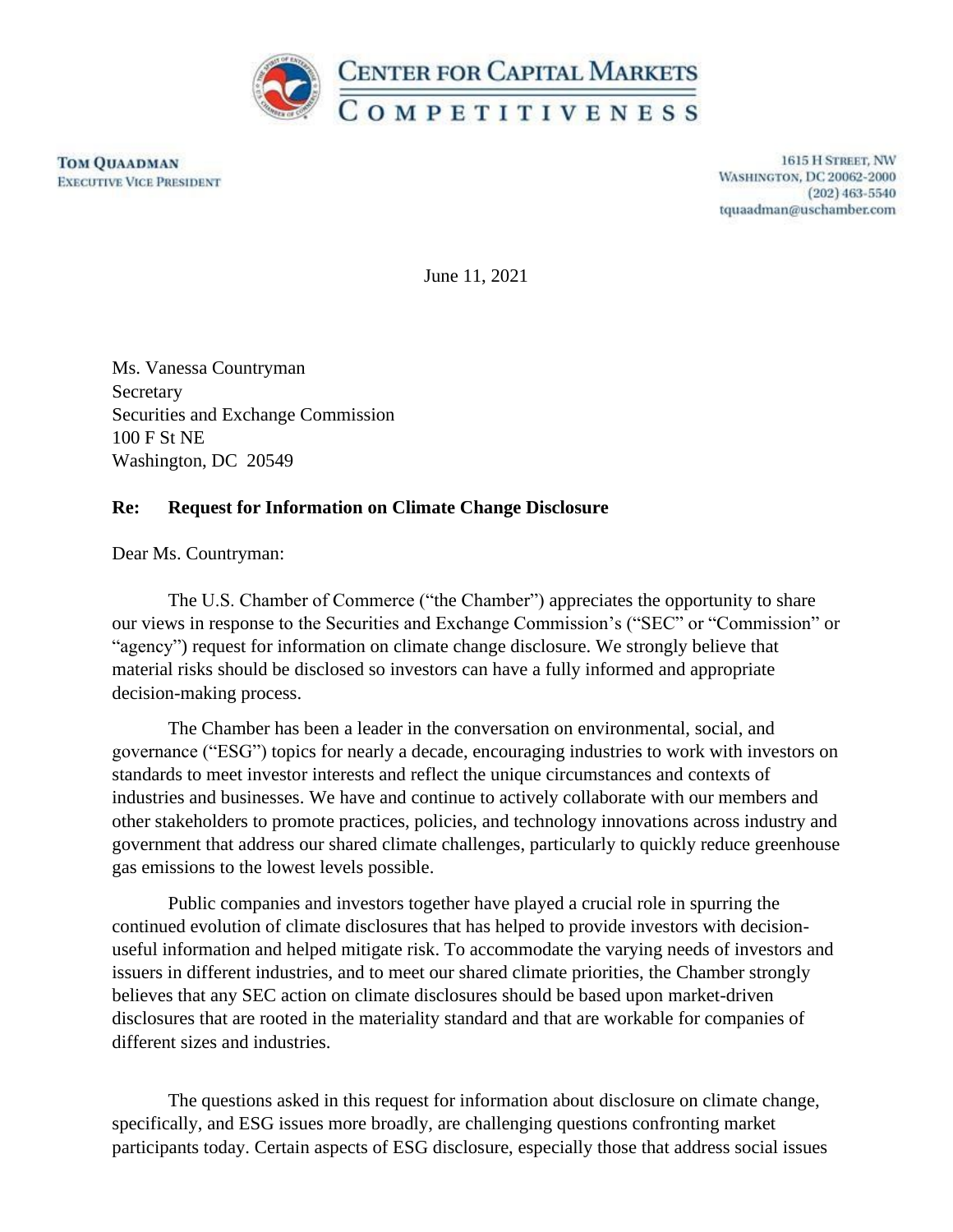**CENTER FOR CAPITAL MARKETS COMPETITIVENESS**

**TOM QUAADMAN**
EXECUTIVE VICE PRESIDENT

1615 H STREET, NW
WASHINGTON, DC 20062-2000
(202) 463-5540
tquaadman@uschamber.com

June 11, 2021

Ms. Vanessa Countryman
Secretary
Securities and Exchange Commission
100 F St NE
Washington, DC 20549

**Re: Request for Information on Climate Change Disclosure**

Dear Ms. Countryman:

The U.S. Chamber of Commerce ("the Chamber") appreciates the opportunity to share our views in response to the Securities and Exchange Commission's ("SEC" or "Commission" or "agency") request for information on climate change disclosure. We strongly believe that material risks should be disclosed so investors can have a fully informed and appropriate decision-making process.

The Chamber has been a leader in the conversation on environmental, social, and governance ("ESG") topics for nearly a decade, encouraging industries to work with investors on standards to meet investor interests and reflect the unique circumstances and contexts of industries and businesses. We have and continue to actively collaborate with our members and other stakeholders to promote practices, policies, and technology innovations across industry and government that address our shared climate challenges, particularly to quickly reduce greenhouse gas emissions to the lowest levels possible.

Public companies and investors together have played a crucial role in spurring the continued evolution of climate disclosures that has helped to provide investors with decision-useful information and helped mitigate risk. To accommodate the varying needs of investors and issuers in different industries, and to meet our shared climate priorities, the Chamber strongly believes that any SEC action on climate disclosures should be based upon market-driven disclosures that are rooted in the materiality standard and that are workable for companies of different sizes and industries.

The questions asked in this request for information about disclosure on climate change, specifically, and ESG issues more broadly, are challenging questions confronting market participants today. Certain aspects of ESG disclosure, especially those that address social issues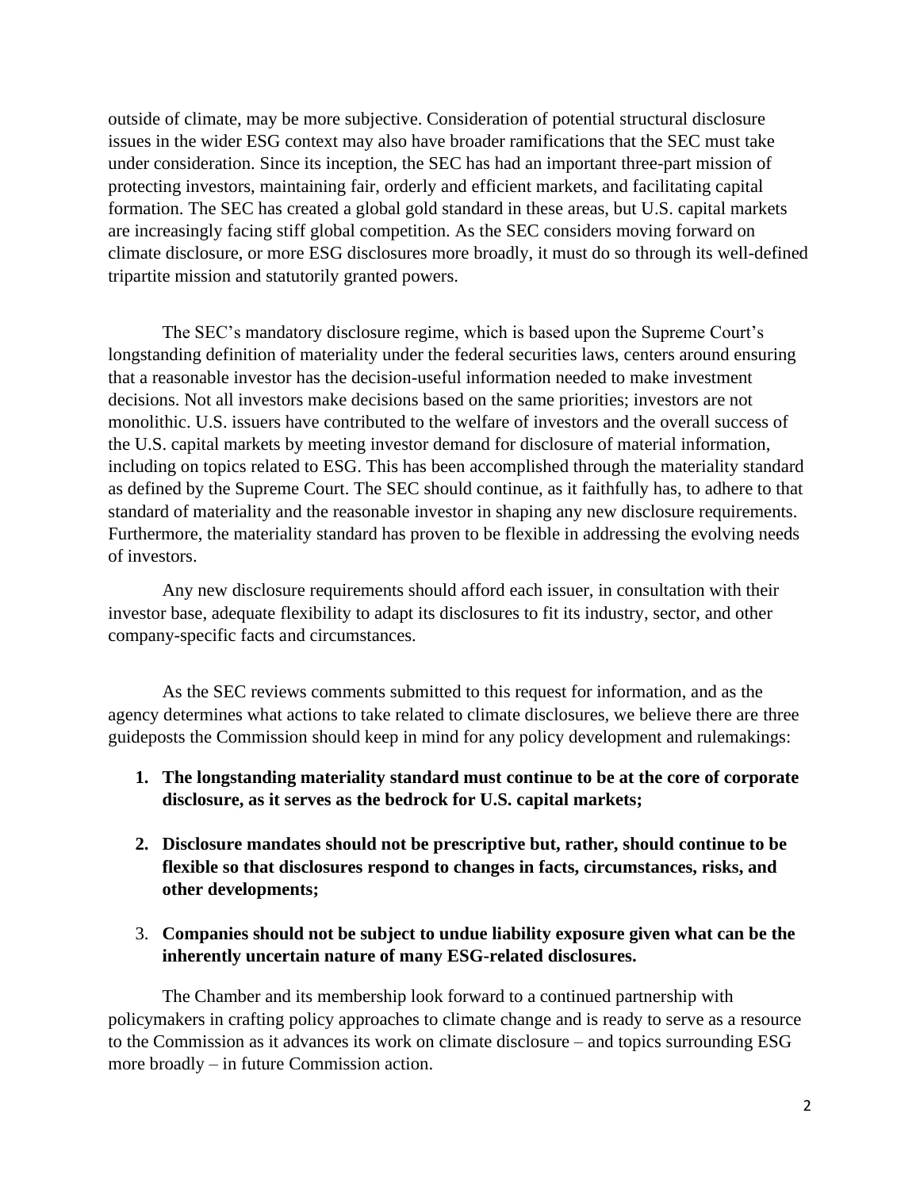outside of climate, may be more subjective. Consideration of potential structural disclosure issues in the wider ESG context may also have broader ramifications that the SEC must take under consideration. Since its inception, the SEC has had an important three-part mission of protecting investors, maintaining fair, orderly and efficient markets, and facilitating capital formation. The SEC has created a global gold standard in these areas, but U.S. capital markets are increasingly facing stiff global competition. As the SEC considers moving forward on climate disclosure, or more ESG disclosures more broadly, it must do so through its well-defined tripartite mission and statutorily granted powers.

The SEC's mandatory disclosure regime, which is based upon the Supreme Court's longstanding definition of materiality under the federal securities laws, centers around ensuring that a reasonable investor has the decision-useful information needed to make investment decisions. Not all investors make decisions based on the same priorities; investors are not monolithic. U.S. issuers have contributed to the welfare of investors and the overall success of the U.S. capital markets by meeting investor demand for disclosure of material information, including on topics related to ESG. This has been accomplished through the materiality standard as defined by the Supreme Court. The SEC should continue, as it faithfully has, to adhere to that standard of materiality and the reasonable investor in shaping any new disclosure requirements. Furthermore, the materiality standard has proven to be flexible in addressing the evolving needs of investors.

Any new disclosure requirements should afford each issuer, in consultation with their investor base, adequate flexibility to adapt its disclosures to fit its industry, sector, and other company-specific facts and circumstances.

As the SEC reviews comments submitted to this request for information, and as the agency determines what actions to take related to climate disclosures, we believe there are three guideposts the Commission should keep in mind for any policy development and rulemakings:

1. **The longstanding materiality standard must continue to be at the core of corporate disclosure, as it serves as the bedrock for U.S. capital markets;**

2. **Disclosure mandates should not be prescriptive but, rather, should continue to be flexible so that disclosures respond to changes in facts, circumstances, risks, and other developments;**

3. **Companies should not be subject to undue liability exposure given what can be the inherently uncertain nature of many ESG-related disclosures.**

The Chamber and its membership look forward to a continued partnership with policymakers in crafting policy approaches to climate change and is ready to serve as a resource to the Commission as it advances its work on climate disclosure – and topics surrounding ESG more broadly – in future Commission action.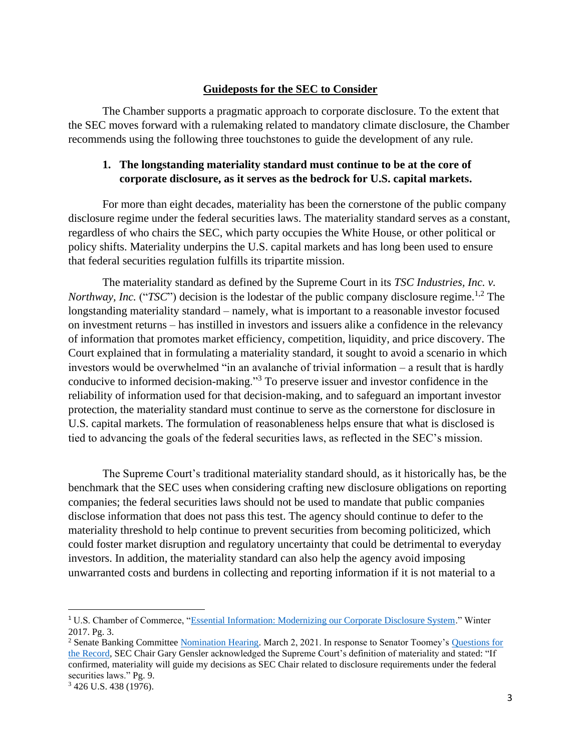## Guideposts for the SEC to Consider

The Chamber supports a pragmatic approach to corporate disclosure. To the extent that the SEC moves forward with a rulemaking related to mandatory climate disclosure, the Chamber recommends using the following three touchstones to guide the development of any rule.

### 1. The longstanding materiality standard must continue to be at the core of corporate disclosure, as it serves as the bedrock for U.S. capital markets.

For more than eight decades, materiality has been the cornerstone of the public company disclosure regime under the federal securities laws. The materiality standard serves as a constant, regardless of who chairs the SEC, which party occupies the White House, or other political or policy shifts. Materiality underpins the U.S. capital markets and has long been used to ensure that federal securities regulation fulfills its tripartite mission.

The materiality standard as defined by the Supreme Court in its *TSC Industries, Inc. v. Northway, Inc.* ("*TSC*") decision is the lodestar of the public company disclosure regime.[1,2] The longstanding materiality standard – namely, what is important to a reasonable investor focused on investment returns – has instilled in investors and issuers alike a confidence in the relevancy of information that promotes market efficiency, competition, liquidity, and price discovery. The Court explained that in formulating a materiality standard, it sought to avoid a scenario in which investors would be overwhelmed "in an avalanche of trivial information – a result that is hardly conducive to informed decision-making."[3] To preserve issuer and investor confidence in the reliability of information used for that decision-making, and to safeguard an important investor protection, the materiality standard must continue to serve as the cornerstone for disclosure in U.S. capital markets. The formulation of reasonableness helps ensure that what is disclosed is tied to advancing the goals of the federal securities laws, as reflected in the SEC's mission.

The Supreme Court's traditional materiality standard should, as it historically has, be the benchmark that the SEC uses when considering crafting new disclosure obligations on reporting companies; the federal securities laws should not be used to mandate that public companies disclose information that does not pass this test. The agency should continue to defer to the materiality threshold to help continue to prevent securities from becoming politicized, which could foster market disruption and regulatory uncertainty that could be detrimental to everyday investors. In addition, the materiality standard can also help the agency avoid imposing unwarranted costs and burdens in collecting and reporting information if it is not material to a

---

[1] U.S. Chamber of Commerce, "Essential Information: Modernizing our Corporate Disclosure System." Winter 2017. Pg. 3.

[2] Senate Banking Committee Nomination Hearing. March 2, 2021. In response to Senator Toomey's Questions for the Record, SEC Chair Gary Gensler acknowledged the Supreme Court's definition of materiality and stated: "If confirmed, materiality will guide my decisions as SEC Chair related to disclosure requirements under the federal securities laws." Pg. 9.

[3] 426 U.S. 438 (1976).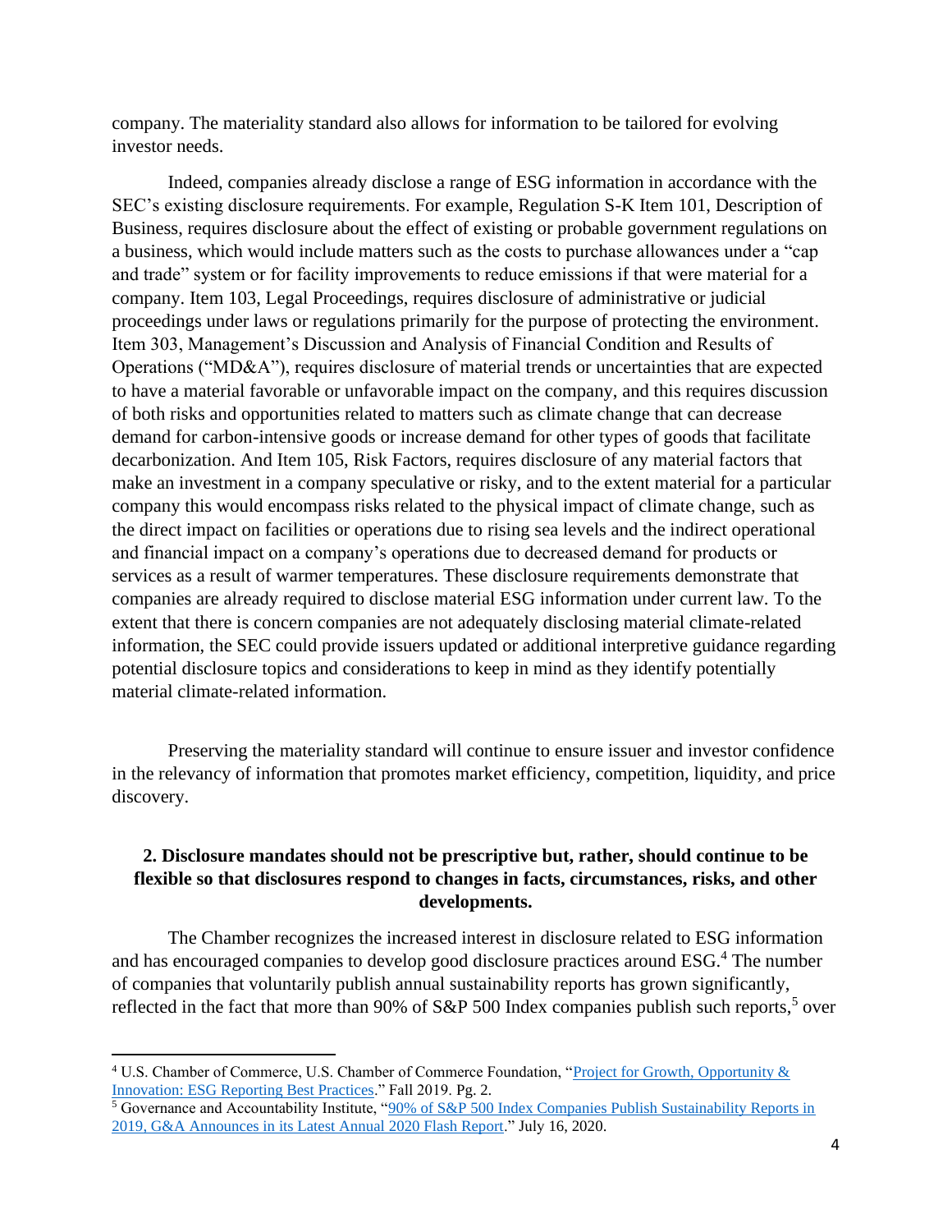company. The materiality standard also allows for information to be tailored for evolving investor needs.

Indeed, companies already disclose a range of ESG information in accordance with the SEC's existing disclosure requirements. For example, Regulation S-K Item 101, Description of Business, requires disclosure about the effect of existing or probable government regulations on a business, which would include matters such as the costs to purchase allowances under a "cap and trade" system or for facility improvements to reduce emissions if that were material for a company. Item 103, Legal Proceedings, requires disclosure of administrative or judicial proceedings under laws or regulations primarily for the purpose of protecting the environment. Item 303, Management's Discussion and Analysis of Financial Condition and Results of Operations ("MD&A"), requires disclosure of material trends or uncertainties that are expected to have a material favorable or unfavorable impact on the company, and this requires discussion of both risks and opportunities related to matters such as climate change that can decrease demand for carbon-intensive goods or increase demand for other types of goods that facilitate decarbonization. And Item 105, Risk Factors, requires disclosure of any material factors that make an investment in a company speculative or risky, and to the extent material for a particular company this would encompass risks related to the physical impact of climate change, such as the direct impact on facilities or operations due to rising sea levels and the indirect operational and financial impact on a company's operations due to decreased demand for products or services as a result of warmer temperatures. These disclosure requirements demonstrate that companies are already required to disclose material ESG information under current law. To the extent that there is concern companies are not adequately disclosing material climate-related information, the SEC could provide issuers updated or additional interpretive guidance regarding potential disclosure topics and considerations to keep in mind as they identify potentially material climate-related information.

Preserving the materiality standard will continue to ensure issuer and investor confidence in the relevancy of information that promotes market efficiency, competition, liquidity, and price discovery.

## 2. Disclosure mandates should not be prescriptive but, rather, should continue to be flexible so that disclosures respond to changes in facts, circumstances, risks, and other developments.

The Chamber recognizes the increased interest in disclosure related to ESG information and has encouraged companies to develop good disclosure practices around ESG.[4] The number of companies that voluntarily publish annual sustainability reports has grown significantly, reflected in the fact that more than 90% of S&P 500 Index companies publish such reports,[5] over

---

[4] U.S. Chamber of Commerce, U.S. Chamber of Commerce Foundation, "Project for Growth, Opportunity & Innovation: ESG Reporting Best Practices." Fall 2019. Pg. 2.

[5] Governance and Accountability Institute, "90% of S&P 500 Index Companies Publish Sustainability Reports in 2019, G&A Announces in its Latest Annual 2020 Flash Report." July 16, 2020.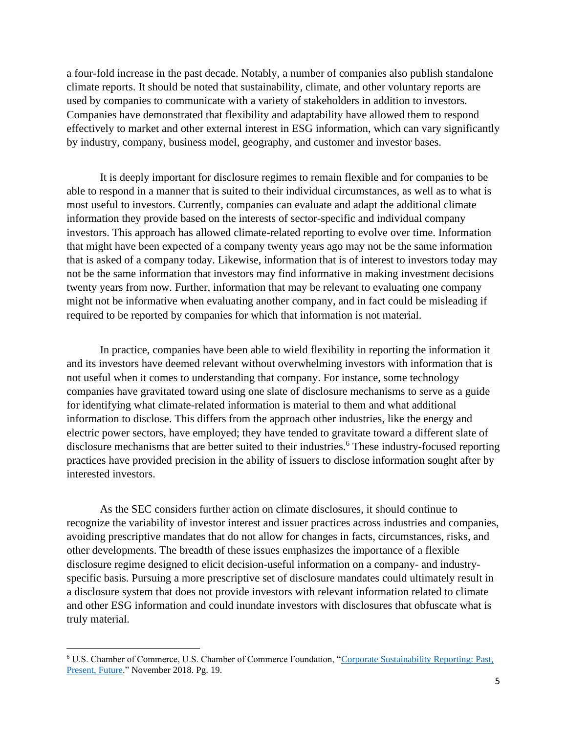a four-fold increase in the past decade. Notably, a number of companies also publish standalone climate reports. It should be noted that sustainability, climate, and other voluntary reports are used by companies to communicate with a variety of stakeholders in addition to investors. Companies have demonstrated that flexibility and adaptability have allowed them to respond effectively to market and other external interest in ESG information, which can vary significantly by industry, company, business model, geography, and customer and investor bases.

It is deeply important for disclosure regimes to remain flexible and for companies to be able to respond in a manner that is suited to their individual circumstances, as well as to what is most useful to investors. Currently, companies can evaluate and adapt the additional climate information they provide based on the interests of sector-specific and individual company investors. This approach has allowed climate-related reporting to evolve over time. Information that might have been expected of a company twenty years ago may not be the same information that is asked of a company today. Likewise, information that is of interest to investors today may not be the same information that investors may find informative in making investment decisions twenty years from now. Further, information that may be relevant to evaluating one company might not be informative when evaluating another company, and in fact could be misleading if required to be reported by companies for which that information is not material.

In practice, companies have been able to wield flexibility in reporting the information it and its investors have deemed relevant without overwhelming investors with information that is not useful when it comes to understanding that company. For instance, some technology companies have gravitated toward using one slate of disclosure mechanisms to serve as a guide for identifying what climate-related information is material to them and what additional information to disclose. This differs from the approach other industries, like the energy and electric power sectors, have employed; they have tended to gravitate toward a different slate of disclosure mechanisms that are better suited to their industries.[6] These industry-focused reporting practices have provided precision in the ability of issuers to disclose information sought after by interested investors.

As the SEC considers further action on climate disclosures, it should continue to recognize the variability of investor interest and issuer practices across industries and companies, avoiding prescriptive mandates that do not allow for changes in facts, circumstances, risks, and other developments. The breadth of these issues emphasizes the importance of a flexible disclosure regime designed to elicit decision-useful information on a company- and industry-specific basis. Pursuing a more prescriptive set of disclosure mandates could ultimately result in a disclosure system that does not provide investors with relevant information related to climate and other ESG information and could inundate investors with disclosures that obfuscate what is truly material.

---

[6] U.S. Chamber of Commerce, U.S. Chamber of Commerce Foundation, "Corporate Sustainability Reporting: Past, Present, Future." November 2018. Pg. 19.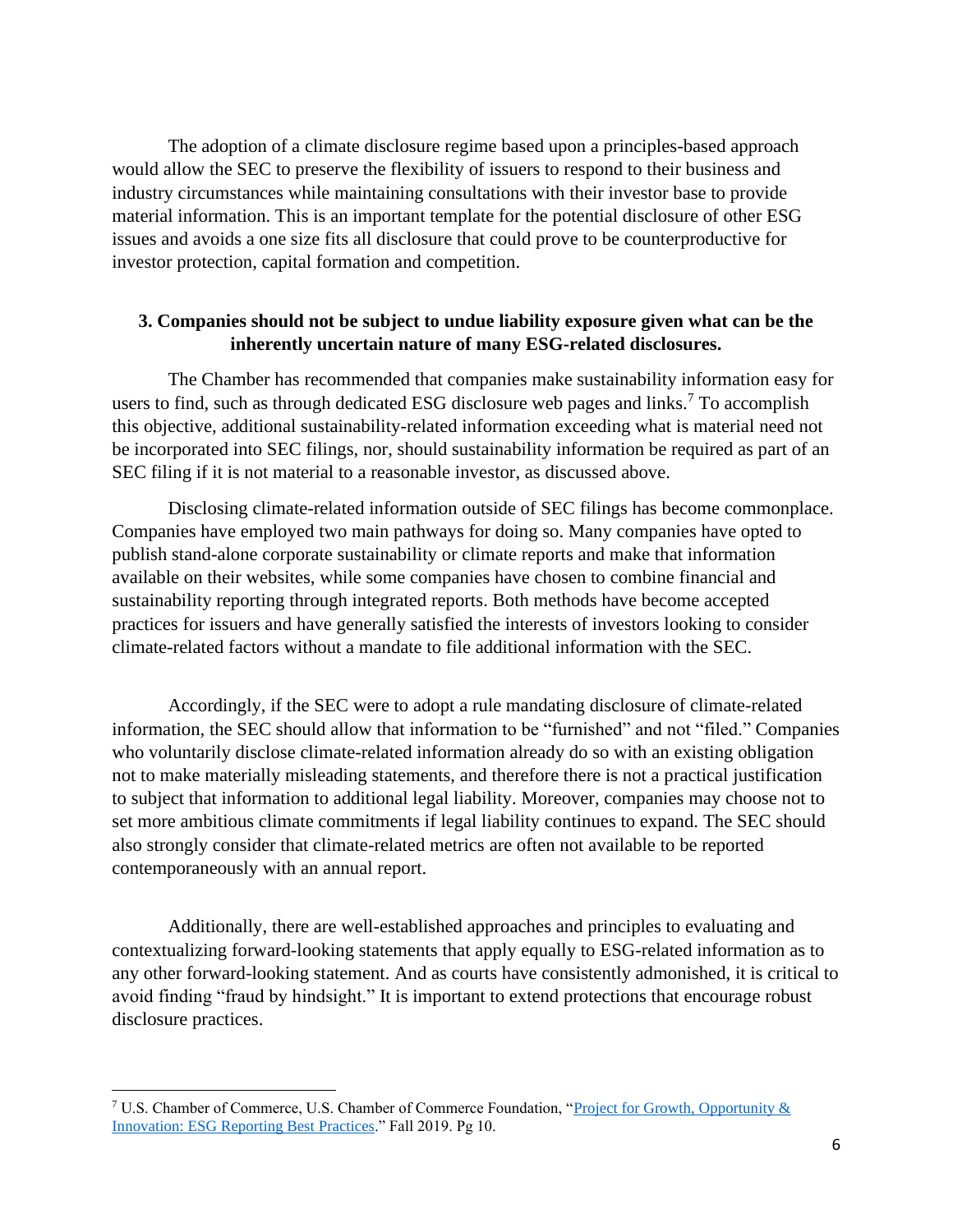The adoption of a climate disclosure regime based upon a principles-based approach would allow the SEC to preserve the flexibility of issuers to respond to their business and industry circumstances while maintaining consultations with their investor base to provide material information. This is an important template for the potential disclosure of other ESG issues and avoids a one size fits all disclosure that could prove to be counterproductive for investor protection, capital formation and competition.

### 3. Companies should not be subject to undue liability exposure given what can be the inherently uncertain nature of many ESG-related disclosures.

The Chamber has recommended that companies make sustainability information easy for users to find, such as through dedicated ESG disclosure web pages and links.[7] To accomplish this objective, additional sustainability-related information exceeding what is material need not be incorporated into SEC filings, nor, should sustainability information be required as part of an SEC filing if it is not material to a reasonable investor, as discussed above.

Disclosing climate-related information outside of SEC filings has become commonplace. Companies have employed two main pathways for doing so. Many companies have opted to publish stand-alone corporate sustainability or climate reports and make that information available on their websites, while some companies have chosen to combine financial and sustainability reporting through integrated reports. Both methods have become accepted practices for issuers and have generally satisfied the interests of investors looking to consider climate-related factors without a mandate to file additional information with the SEC.

Accordingly, if the SEC were to adopt a rule mandating disclosure of climate-related information, the SEC should allow that information to be "furnished" and not "filed." Companies who voluntarily disclose climate-related information already do so with an existing obligation not to make materially misleading statements, and therefore there is not a practical justification to subject that information to additional legal liability. Moreover, companies may choose not to set more ambitious climate commitments if legal liability continues to expand. The SEC should also strongly consider that climate-related metrics are often not available to be reported contemporaneously with an annual report.

Additionally, there are well-established approaches and principles to evaluating and contextualizing forward-looking statements that apply equally to ESG-related information as to any other forward-looking statement. And as courts have consistently admonished, it is critical to avoid finding "fraud by hindsight." It is important to extend protections that encourage robust disclosure practices.

---

[7] U.S. Chamber of Commerce, U.S. Chamber of Commerce Foundation, "Project for Growth, Opportunity & Innovation: ESG Reporting Best Practices." Fall 2019. Pg 10.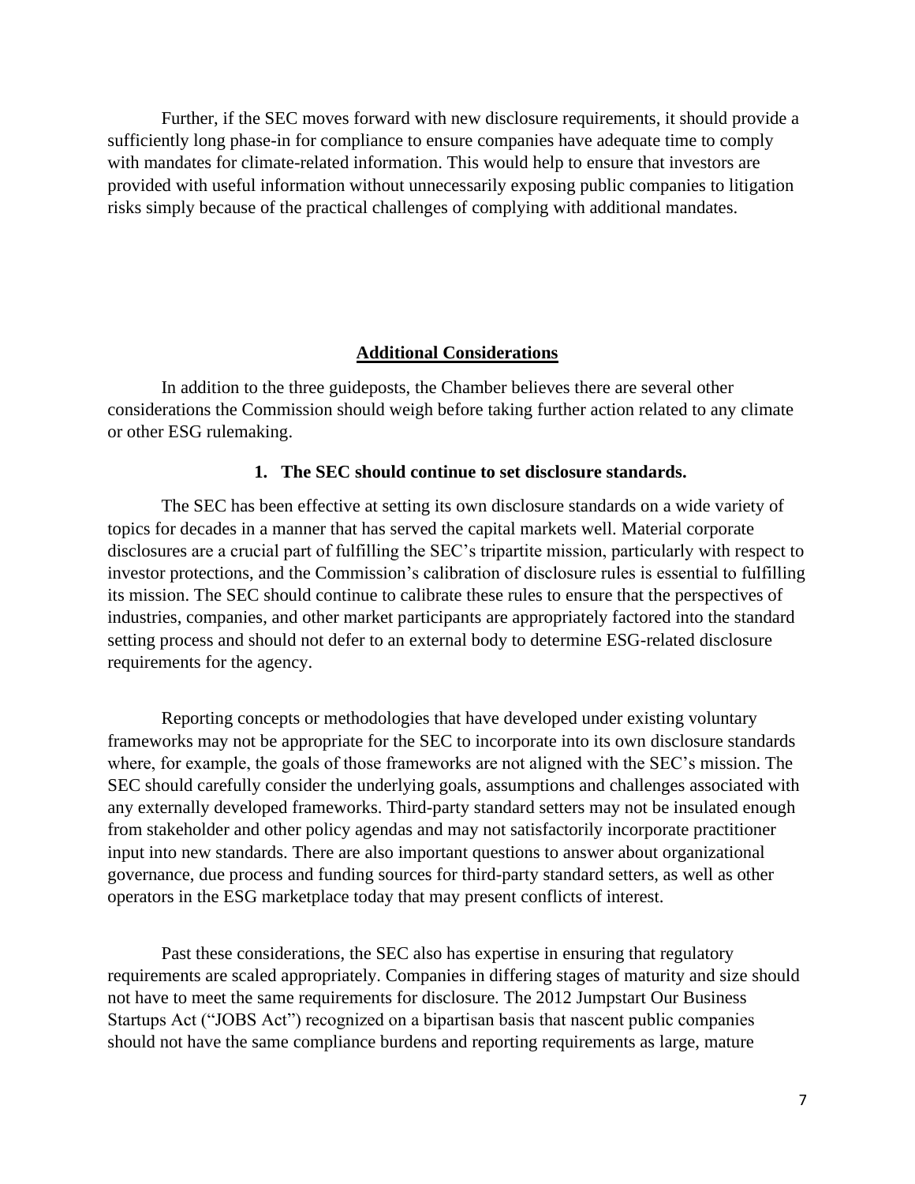Further, if the SEC moves forward with new disclosure requirements, it should provide a sufficiently long phase-in for compliance to ensure companies have adequate time to comply with mandates for climate-related information. This would help to ensure that investors are provided with useful information without unnecessarily exposing public companies to litigation risks simply because of the practical challenges of complying with additional mandates.

## Additional Considerations

In addition to the three guideposts, the Chamber believes there are several other considerations the Commission should weigh before taking further action related to any climate or other ESG rulemaking.

### 1. The SEC should continue to set disclosure standards.

The SEC has been effective at setting its own disclosure standards on a wide variety of topics for decades in a manner that has served the capital markets well. Material corporate disclosures are a crucial part of fulfilling the SEC's tripartite mission, particularly with respect to investor protections, and the Commission's calibration of disclosure rules is essential to fulfilling its mission. The SEC should continue to calibrate these rules to ensure that the perspectives of industries, companies, and other market participants are appropriately factored into the standard setting process and should not defer to an external body to determine ESG-related disclosure requirements for the agency.

Reporting concepts or methodologies that have developed under existing voluntary frameworks may not be appropriate for the SEC to incorporate into its own disclosure standards where, for example, the goals of those frameworks are not aligned with the SEC's mission. The SEC should carefully consider the underlying goals, assumptions and challenges associated with any externally developed frameworks. Third-party standard setters may not be insulated enough from stakeholder and other policy agendas and may not satisfactorily incorporate practitioner input into new standards. There are also important questions to answer about organizational governance, due process and funding sources for third-party standard setters, as well as other operators in the ESG marketplace today that may present conflicts of interest.

Past these considerations, the SEC also has expertise in ensuring that regulatory requirements are scaled appropriately. Companies in differing stages of maturity and size should not have to meet the same requirements for disclosure. The 2012 Jumpstart Our Business Startups Act ("JOBS Act") recognized on a bipartisan basis that nascent public companies should not have the same compliance burdens and reporting requirements as large, mature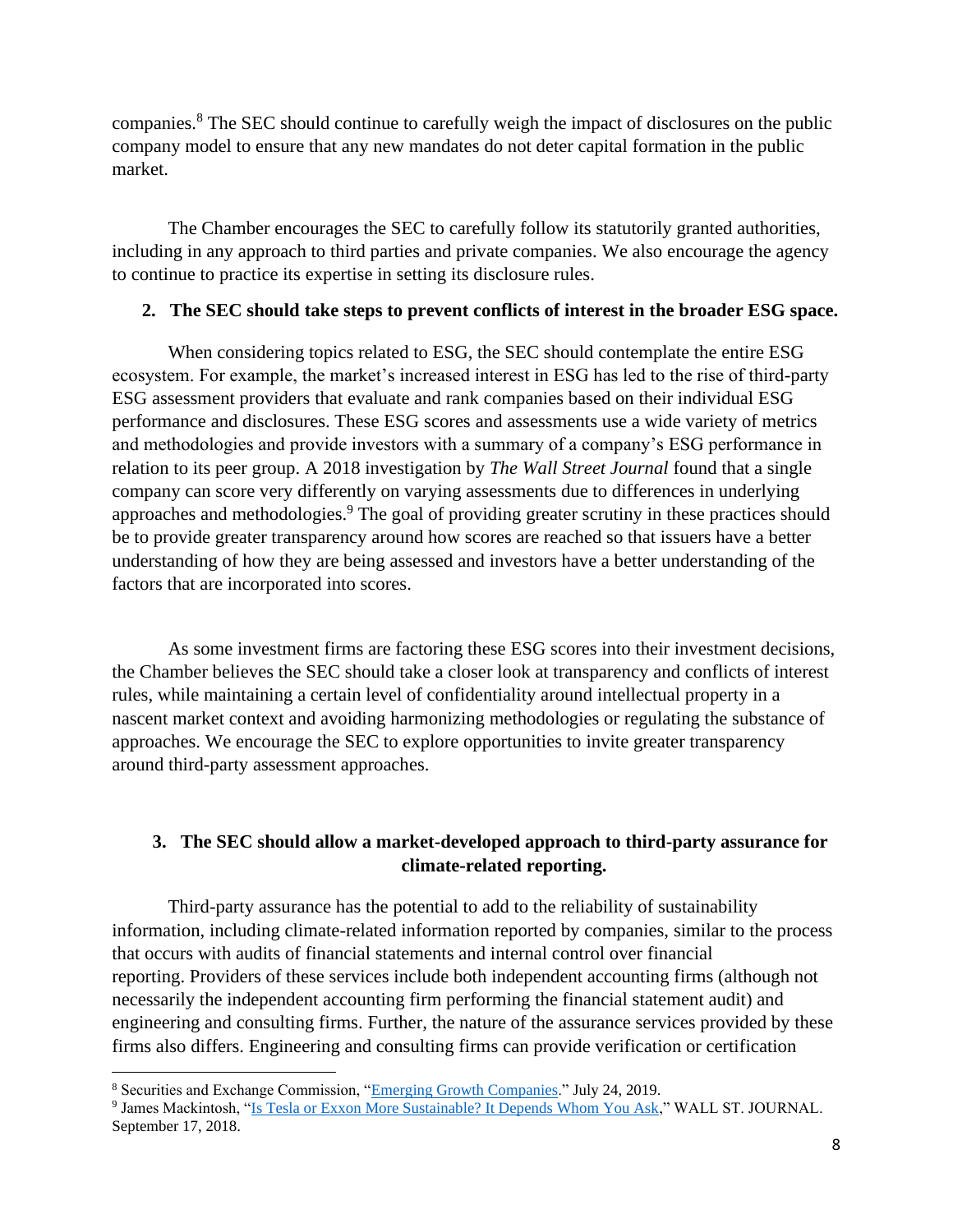companies.[8] The SEC should continue to carefully weigh the impact of disclosures on the public company model to ensure that any new mandates do not deter capital formation in the public market.

The Chamber encourages the SEC to carefully follow its statutorily granted authorities, including in any approach to third parties and private companies. We also encourage the agency to continue to practice its expertise in setting its disclosure rules.

## 2. The SEC should take steps to prevent conflicts of interest in the broader ESG space.

When considering topics related to ESG, the SEC should contemplate the entire ESG ecosystem. For example, the market's increased interest in ESG has led to the rise of third-party ESG assessment providers that evaluate and rank companies based on their individual ESG performance and disclosures. These ESG scores and assessments use a wide variety of metrics and methodologies and provide investors with a summary of a company's ESG performance in relation to its peer group. A 2018 investigation by *The Wall Street Journal* found that a single company can score very differently on varying assessments due to differences in underlying approaches and methodologies.[9] The goal of providing greater scrutiny in these practices should be to provide greater transparency around how scores are reached so that issuers have a better understanding of how they are being assessed and investors have a better understanding of the factors that are incorporated into scores.

As some investment firms are factoring these ESG scores into their investment decisions, the Chamber believes the SEC should take a closer look at transparency and conflicts of interest rules, while maintaining a certain level of confidentiality around intellectual property in a nascent market context and avoiding harmonizing methodologies or regulating the substance of approaches. We encourage the SEC to explore opportunities to invite greater transparency around third-party assessment approaches.

## 3. The SEC should allow a market-developed approach to third-party assurance for climate-related reporting.

Third-party assurance has the potential to add to the reliability of sustainability information, including climate-related information reported by companies, similar to the process that occurs with audits of financial statements and internal control over financial reporting. Providers of these services include both independent accounting firms (although not necessarily the independent accounting firm performing the financial statement audit) and engineering and consulting firms. Further, the nature of the assurance services provided by these firms also differs. Engineering and consulting firms can provide verification or certification

---

[8] Securities and Exchange Commission, "Emerging Growth Companies." July 24, 2019.

[9] James Mackintosh, "Is Tesla or Exxon More Sustainable? It Depends Whom You Ask," WALL ST. JOURNAL. September 17, 2018.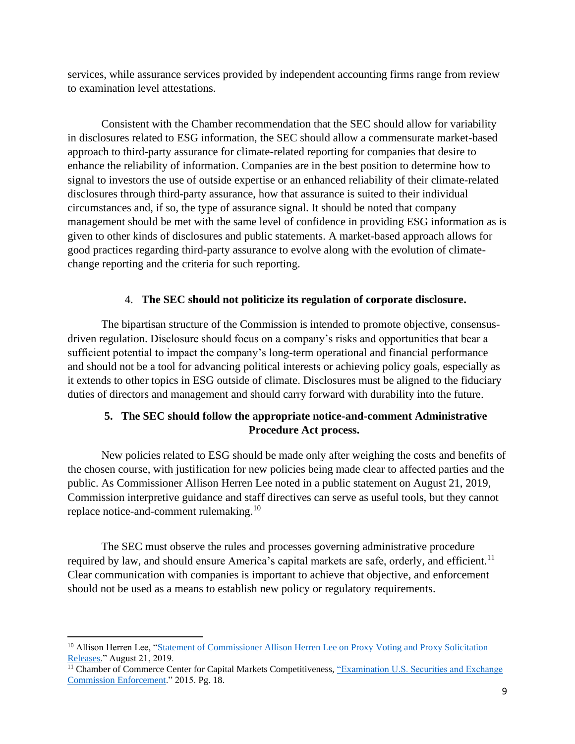services, while assurance services provided by independent accounting firms range from review to examination level attestations.

Consistent with the Chamber recommendation that the SEC should allow for variability in disclosures related to ESG information, the SEC should allow a commensurate market-based approach to third-party assurance for climate-related reporting for companies that desire to enhance the reliability of information. Companies are in the best position to determine how to signal to investors the use of outside expertise or an enhanced reliability of their climate-related disclosures through third-party assurance, how that assurance is suited to their individual circumstances and, if so, the type of assurance signal. It should be noted that company management should be met with the same level of confidence in providing ESG information as is given to other kinds of disclosures and public statements. A market-based approach allows for good practices regarding third-party assurance to evolve along with the evolution of climate-change reporting and the criteria for such reporting.

4. **The SEC should not politicize its regulation of corporate disclosure.**

The bipartisan structure of the Commission is intended to promote objective, consensus-driven regulation. Disclosure should focus on a company's risks and opportunities that bear a sufficient potential to impact the company's long-term operational and financial performance and should not be a tool for advancing political interests or achieving policy goals, especially as it extends to other topics in ESG outside of climate. Disclosures must be aligned to the fiduciary duties of directors and management and should carry forward with durability into the future.

5. **The SEC should follow the appropriate notice-and-comment Administrative Procedure Act process.**

New policies related to ESG should be made only after weighing the costs and benefits of the chosen course, with justification for new policies being made clear to affected parties and the public. As Commissioner Allison Herren Lee noted in a public statement on August 21, 2019, Commission interpretive guidance and staff directives can serve as useful tools, but they cannot replace notice-and-comment rulemaking.[10]

The SEC must observe the rules and processes governing administrative procedure required by law, and should ensure America's capital markets are safe, orderly, and efficient.[11] Clear communication with companies is important to achieve that objective, and enforcement should not be used as a means to establish new policy or regulatory requirements.

---

[10] Allison Herren Lee, "Statement of Commissioner Allison Herren Lee on Proxy Voting and Proxy Solicitation Releases." August 21, 2019.

[11] Chamber of Commerce Center for Capital Markets Competitiveness, "Examination U.S. Securities and Exchange Commission Enforcement." 2015. Pg. 18.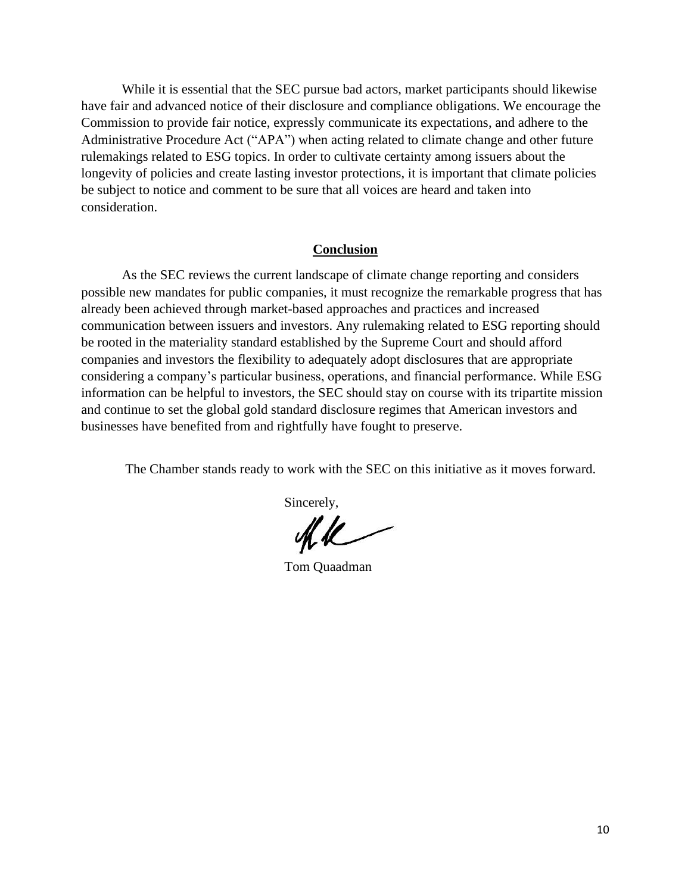While it is essential that the SEC pursue bad actors, market participants should likewise have fair and advanced notice of their disclosure and compliance obligations. We encourage the Commission to provide fair notice, expressly communicate its expectations, and adhere to the Administrative Procedure Act ("APA") when acting related to climate change and other future rulemakings related to ESG topics. In order to cultivate certainty among issuers about the longevity of policies and create lasting investor protections, it is important that climate policies be subject to notice and comment to be sure that all voices are heard and taken into consideration.

## Conclusion

As the SEC reviews the current landscape of climate change reporting and considers possible new mandates for public companies, it must recognize the remarkable progress that has already been achieved through market-based approaches and practices and increased communication between issuers and investors. Any rulemaking related to ESG reporting should be rooted in the materiality standard established by the Supreme Court and should afford companies and investors the flexibility to adequately adopt disclosures that are appropriate considering a company's particular business, operations, and financial performance. While ESG information can be helpful to investors, the SEC should stay on course with its tripartite mission and continue to set the global gold standard disclosure regimes that American investors and businesses have benefited from and rightfully have fought to preserve.

The Chamber stands ready to work with the SEC on this initiative as it moves forward.

Sincerely,

Tom Quaadman